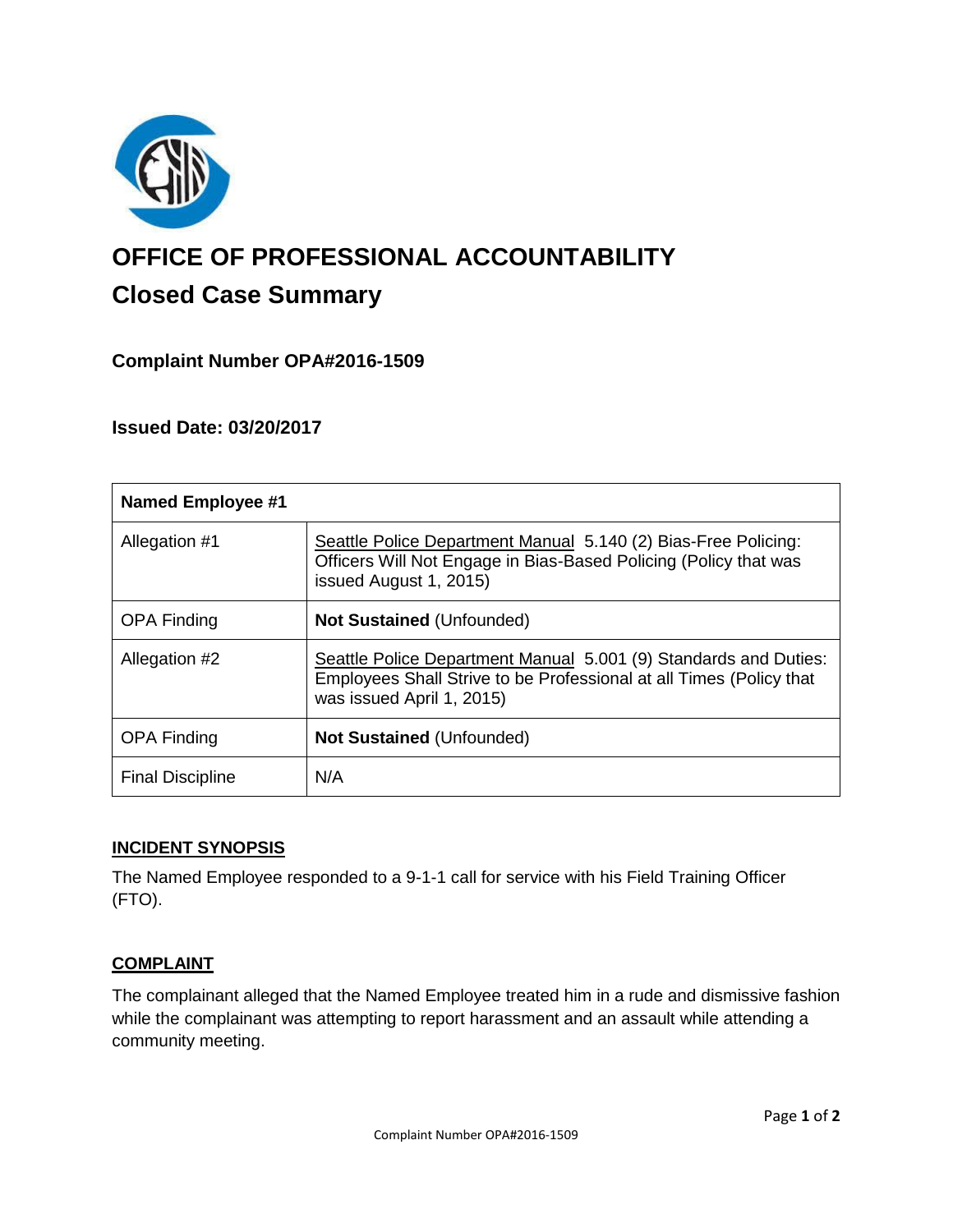# OFFICE OF PROFESSIONAL ACCOUNTABILITY

## Closed Case Summary

### Complaint Number OPA#2016-1509

### Issued Date: 03/20/2017

| Named Employee #1 | |
|---|---|
| Allegation #1 | Seattle Police Department Manual 5.140 (2) Bias-Free Policing: Officers Will Not Engage in Bias-Based Policing (Policy that was issued August 1, 2015) |
| OPA Finding | **Not Sustained** (Unfounded) |
| Allegation #2 | Seattle Police Department Manual 5.001 (9) Standards and Duties: Employees Shall Strive to be Professional at all Times (Policy that was issued April 1, 2015) |
| OPA Finding | **Not Sustained** (Unfounded) |
| Final Discipline | N/A |

### INCIDENT SYNOPSIS

The Named Employee responded to a 9-1-1 call for service with his Field Training Officer (FTO).

### COMPLAINT

The complainant alleged that the Named Employee treated him in a rude and dismissive fashion while the complainant was attempting to report harassment and an assault while attending a community meeting.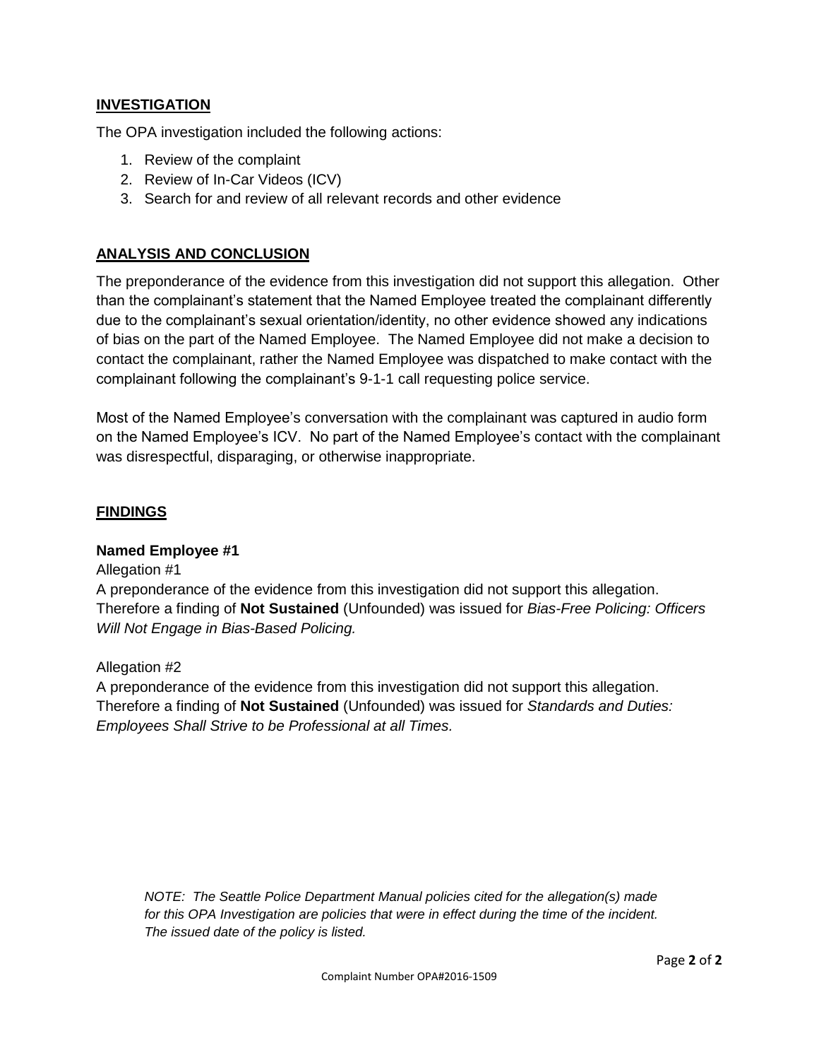## INVESTIGATION

The OPA investigation included the following actions:

1. Review of the complaint
2. Review of In-Car Videos (ICV)
3. Search for and review of all relevant records and other evidence

## ANALYSIS AND CONCLUSION

The preponderance of the evidence from this investigation did not support this allegation. Other than the complainant's statement that the Named Employee treated the complainant differently due to the complainant's sexual orientation/identity, no other evidence showed any indications of bias on the part of the Named Employee. The Named Employee did not make a decision to contact the complainant, rather the Named Employee was dispatched to make contact with the complainant following the complainant's 9-1-1 call requesting police service.

Most of the Named Employee's conversation with the complainant was captured in audio form on the Named Employee's ICV. No part of the Named Employee's contact with the complainant was disrespectful, disparaging, or otherwise inappropriate.

## FINDINGS

**Named Employee #1**

Allegation #1

A preponderance of the evidence from this investigation did not support this allegation. Therefore a finding of **Not Sustained** (Unfounded) was issued for *Bias-Free Policing: Officers Will Not Engage in Bias-Based Policing.*

Allegation #2

A preponderance of the evidence from this investigation did not support this allegation. Therefore a finding of **Not Sustained** (Unfounded) was issued for *Standards and Duties: Employees Shall Strive to be Professional at all Times.*

*NOTE: The Seattle Police Department Manual policies cited for the allegation(s) made for this OPA Investigation are policies that were in effect during the time of the incident. The issued date of the policy is listed.*

Complaint Number OPA#2016-1509